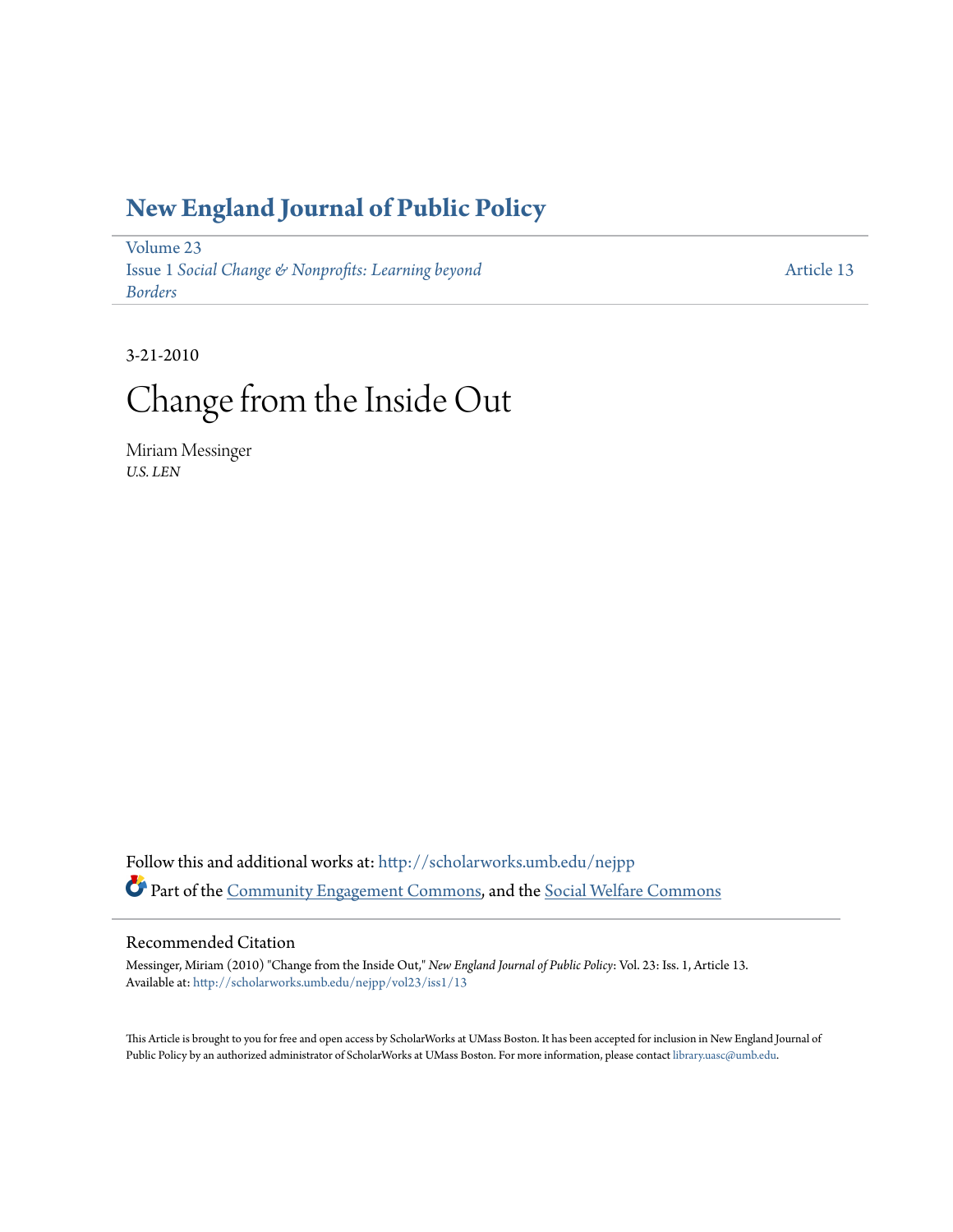# New England Journal of Public Policy

Volume 23
Issue 1 *Social Change & Nonprofits: Learning beyond Borders*

Article 13

3-21-2010

# Change from the Inside Out

Miriam Messinger
*U.S. LEN*

Follow this and additional works at: http://scholarworks.umb.edu/nejpp

Part of the Community Engagement Commons, and the Social Welfare Commons

## Recommended Citation

Messinger, Miriam (2010) "Change from the Inside Out," *New England Journal of Public Policy*: Vol. 23: Iss. 1, Article 13.
Available at: http://scholarworks.umb.edu/nejpp/vol23/iss1/13

This Article is brought to you for free and open access by ScholarWorks at UMass Boston. It has been accepted for inclusion in New England Journal of Public Policy by an authorized administrator of ScholarWorks at UMass Boston. For more information, please contact library.uasc@umb.edu.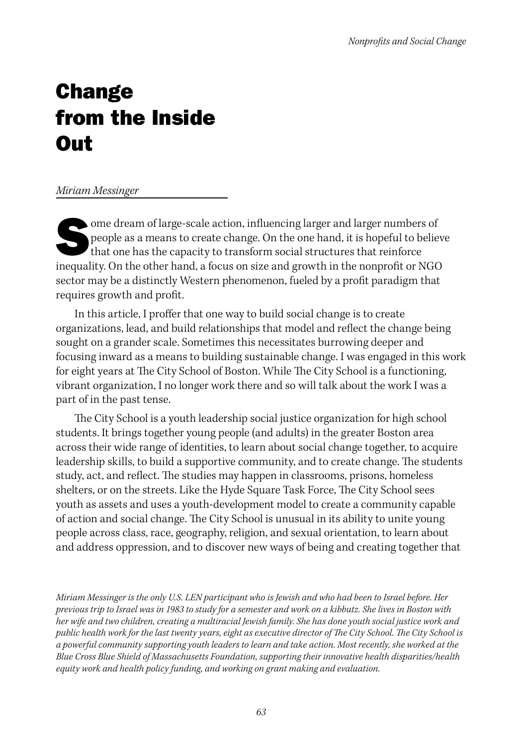# Change from the Inside Out

*Miriam Messinger*

Some dream of large-scale action, influencing larger and larger numbers of people as a means to create change. On the one hand, it is hopeful to believe that one has the capacity to transform social structures that reinforce inequality. On the other hand, a focus on size and growth in the nonprofit or NGO sector may be a distinctly Western phenomenon, fueled by a profit paradigm that requires growth and profit.

In this article, I proffer that one way to build social change is to create organizations, lead, and build relationships that model and reflect the change being sought on a grander scale. Sometimes this necessitates burrowing deeper and focusing inward as a means to building sustainable change. I was engaged in this work for eight years at The City School of Boston. While The City School is a functioning, vibrant organization, I no longer work there and so will talk about the work I was a part of in the past tense.

The City School is a youth leadership social justice organization for high school students. It brings together young people (and adults) in the greater Boston area across their wide range of identities, to learn about social change together, to acquire leadership skills, to build a supportive community, and to create change. The students study, act, and reflect. The studies may happen in classrooms, prisons, homeless shelters, or on the streets. Like the Hyde Square Task Force, The City School sees youth as assets and uses a youth-development model to create a community capable of action and social change. The City School is unusual in its ability to unite young people across class, race, geography, religion, and sexual orientation, to learn about and address oppression, and to discover new ways of being and creating together that

*Miriam Messinger is the only U.S. LEN participant who is Jewish and who had been to Israel before. Her previous trip to Israel was in 1983 to study for a semester and work on a kibbutz. She lives in Boston with her wife and two children, creating a multiracial Jewish family. She has done youth social justice work and public health work for the last twenty years, eight as executive director of The City School. The City School is a powerful community supporting youth leaders to learn and take action. Most recently, she worked at the Blue Cross Blue Shield of Massachusetts Foundation, supporting their innovative health disparities/health equity work and health policy funding, and working on grant making and evaluation.*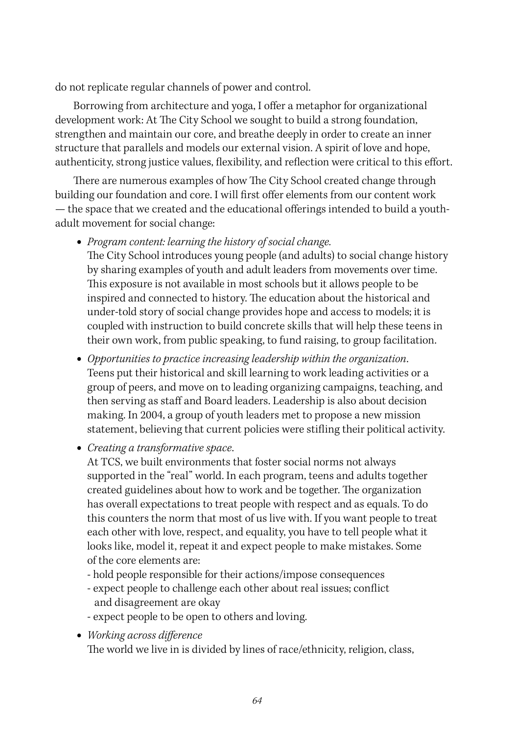do not replicate regular channels of power and control.

Borrowing from architecture and yoga, I offer a metaphor for organizational development work: At The City School we sought to build a strong foundation, strengthen and maintain our core, and breathe deeply in order to create an inner structure that parallels and models our external vision. A spirit of love and hope, authenticity, strong justice values, flexibility, and reflection were critical to this effort.

There are numerous examples of how The City School created change through building our foundation and core. I will first offer elements from our content work — the space that we created and the educational offerings intended to build a youth-adult movement for social change:

- *Program content: learning the history of social change.*
  The City School introduces young people (and adults) to social change history by sharing examples of youth and adult leaders from movements over time. This exposure is not available in most schools but it allows people to be inspired and connected to history. The education about the historical and under-told story of social change provides hope and access to models; it is coupled with instruction to build concrete skills that will help these teens in their own work, from public speaking, to fund raising, to group facilitation.
- *Opportunities to practice increasing leadership within the organization*.
  Teens put their historical and skill learning to work leading activities or a group of peers, and move on to leading organizing campaigns, teaching, and then serving as staff and Board leaders. Leadership is also about decision making. In 2004, a group of youth leaders met to propose a new mission statement, believing that current policies were stifling their political activity.
- *Creating a transformative space*.
  At TCS, we built environments that foster social norms not always supported in the "real" world. In each program, teens and adults together created guidelines about how to work and be together. The organization has overall expectations to treat people with respect and as equals. To do this counters the norm that most of us live with. If you want people to treat each other with love, respect, and equality, you have to tell people what it looks like, model it, repeat it and expect people to make mistakes. Some of the core elements are:
  - hold people responsible for their actions/impose consequences
  - expect people to challenge each other about real issues; conflict and disagreement are okay
  - expect people to be open to others and loving.
- *Working across difference*
  The world we live in is divided by lines of race/ethnicity, religion, class,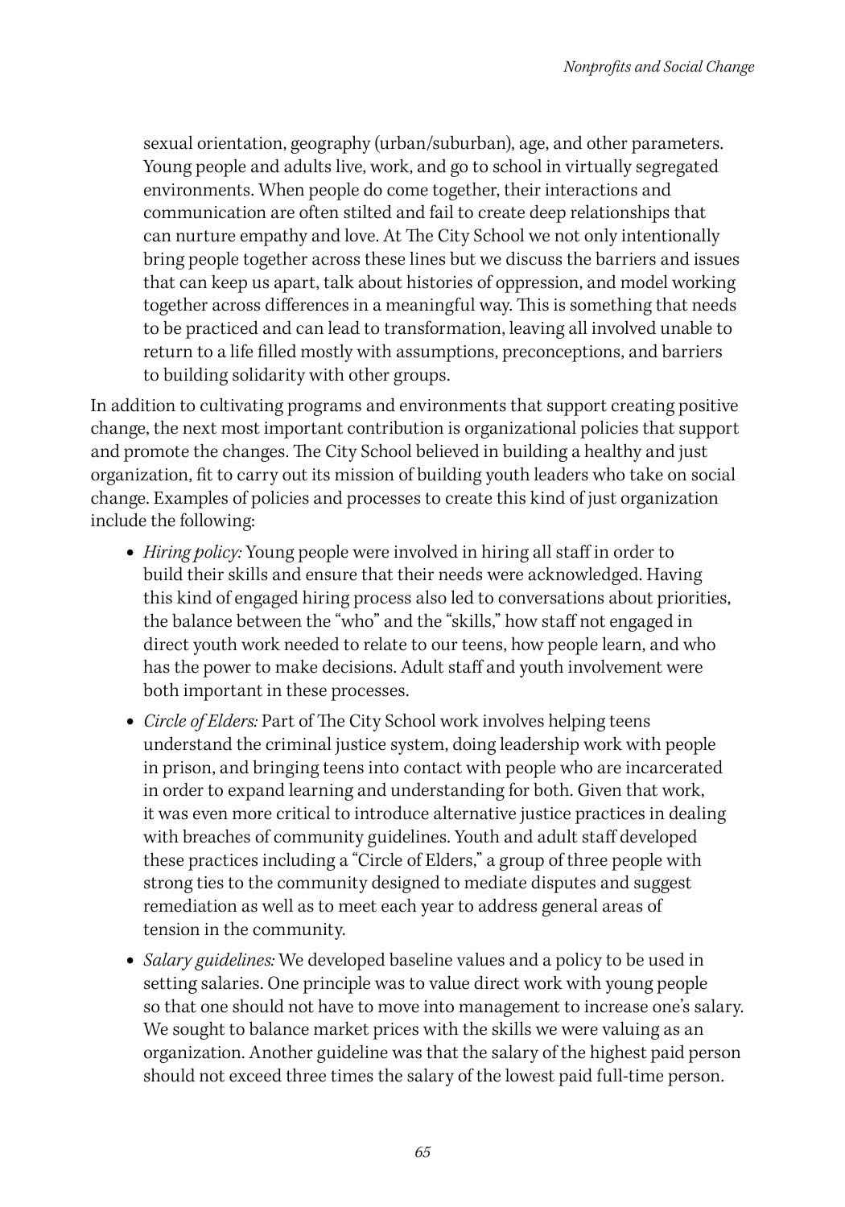sexual orientation, geography (urban/suburban), age, and other parameters. Young people and adults live, work, and go to school in virtually segregated environments. When people do come together, their interactions and communication are often stilted and fail to create deep relationships that can nurture empathy and love. At The City School we not only intentionally bring people together across these lines but we discuss the barriers and issues that can keep us apart, talk about histories of oppression, and model working together across differences in a meaningful way. This is something that needs to be practiced and can lead to transformation, leaving all involved unable to return to a life filled mostly with assumptions, preconceptions, and barriers to building solidarity with other groups.

In addition to cultivating programs and environments that support creating positive change, the next most important contribution is organizational policies that support and promote the changes. The City School believed in building a healthy and just organization, fit to carry out its mission of building youth leaders who take on social change. Examples of policies and processes to create this kind of just organization include the following:

- *Hiring policy:* Young people were involved in hiring all staff in order to build their skills and ensure that their needs were acknowledged. Having this kind of engaged hiring process also led to conversations about priorities, the balance between the "who" and the "skills," how staff not engaged in direct youth work needed to relate to our teens, how people learn, and who has the power to make decisions. Adult staff and youth involvement were both important in these processes.
- *Circle of Elders:* Part of The City School work involves helping teens understand the criminal justice system, doing leadership work with people in prison, and bringing teens into contact with people who are incarcerated in order to expand learning and understanding for both. Given that work, it was even more critical to introduce alternative justice practices in dealing with breaches of community guidelines. Youth and adult staff developed these practices including a "Circle of Elders," a group of three people with strong ties to the community designed to mediate disputes and suggest remediation as well as to meet each year to address general areas of tension in the community.
- *Salary guidelines:* We developed baseline values and a policy to be used in setting salaries. One principle was to value direct work with young people so that one should not have to move into management to increase one's salary. We sought to balance market prices with the skills we were valuing as an organization. Another guideline was that the salary of the highest paid person should not exceed three times the salary of the lowest paid full-time person.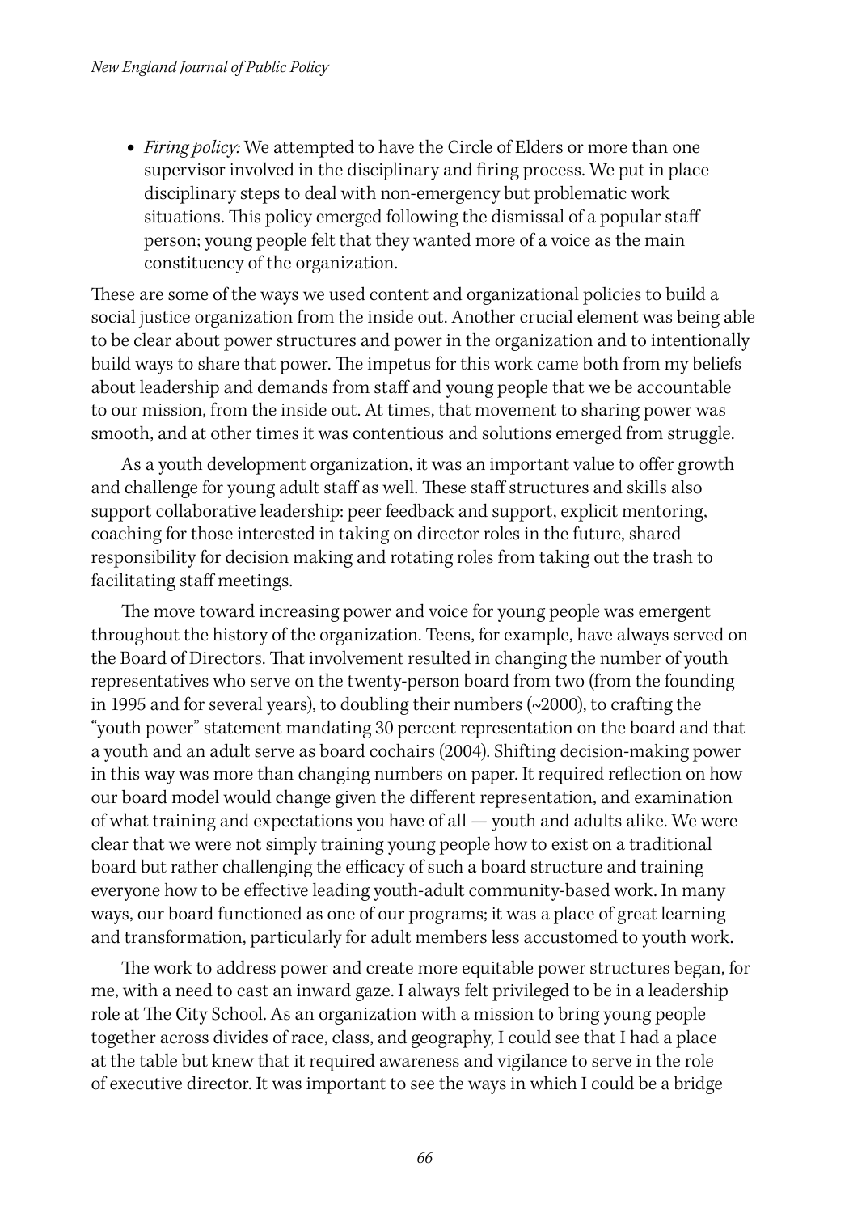- *Firing policy:* We attempted to have the Circle of Elders or more than one supervisor involved in the disciplinary and firing process. We put in place disciplinary steps to deal with non-emergency but problematic work situations. This policy emerged following the dismissal of a popular staff person; young people felt that they wanted more of a voice as the main constituency of the organization.

These are some of the ways we used content and organizational policies to build a social justice organization from the inside out. Another crucial element was being able to be clear about power structures and power in the organization and to intentionally build ways to share that power. The impetus for this work came both from my beliefs about leadership and demands from staff and young people that we be accountable to our mission, from the inside out. At times, that movement to sharing power was smooth, and at other times it was contentious and solutions emerged from struggle.

As a youth development organization, it was an important value to offer growth and challenge for young adult staff as well. These staff structures and skills also support collaborative leadership: peer feedback and support, explicit mentoring, coaching for those interested in taking on director roles in the future, shared responsibility for decision making and rotating roles from taking out the trash to facilitating staff meetings.

The move toward increasing power and voice for young people was emergent throughout the history of the organization. Teens, for example, have always served on the Board of Directors. That involvement resulted in changing the number of youth representatives who serve on the twenty-person board from two (from the founding in 1995 and for several years), to doubling their numbers (~2000), to crafting the "youth power" statement mandating 30 percent representation on the board and that a youth and an adult serve as board cochairs (2004). Shifting decision-making power in this way was more than changing numbers on paper. It required reflection on how our board model would change given the different representation, and examination of what training and expectations you have of all — youth and adults alike. We were clear that we were not simply training young people how to exist on a traditional board but rather challenging the efficacy of such a board structure and training everyone how to be effective leading youth-adult community-based work. In many ways, our board functioned as one of our programs; it was a place of great learning and transformation, particularly for adult members less accustomed to youth work.

The work to address power and create more equitable power structures began, for me, with a need to cast an inward gaze. I always felt privileged to be in a leadership role at The City School. As an organization with a mission to bring young people together across divides of race, class, and geography, I could see that I had a place at the table but knew that it required awareness and vigilance to serve in the role of executive director. It was important to see the ways in which I could be a bridge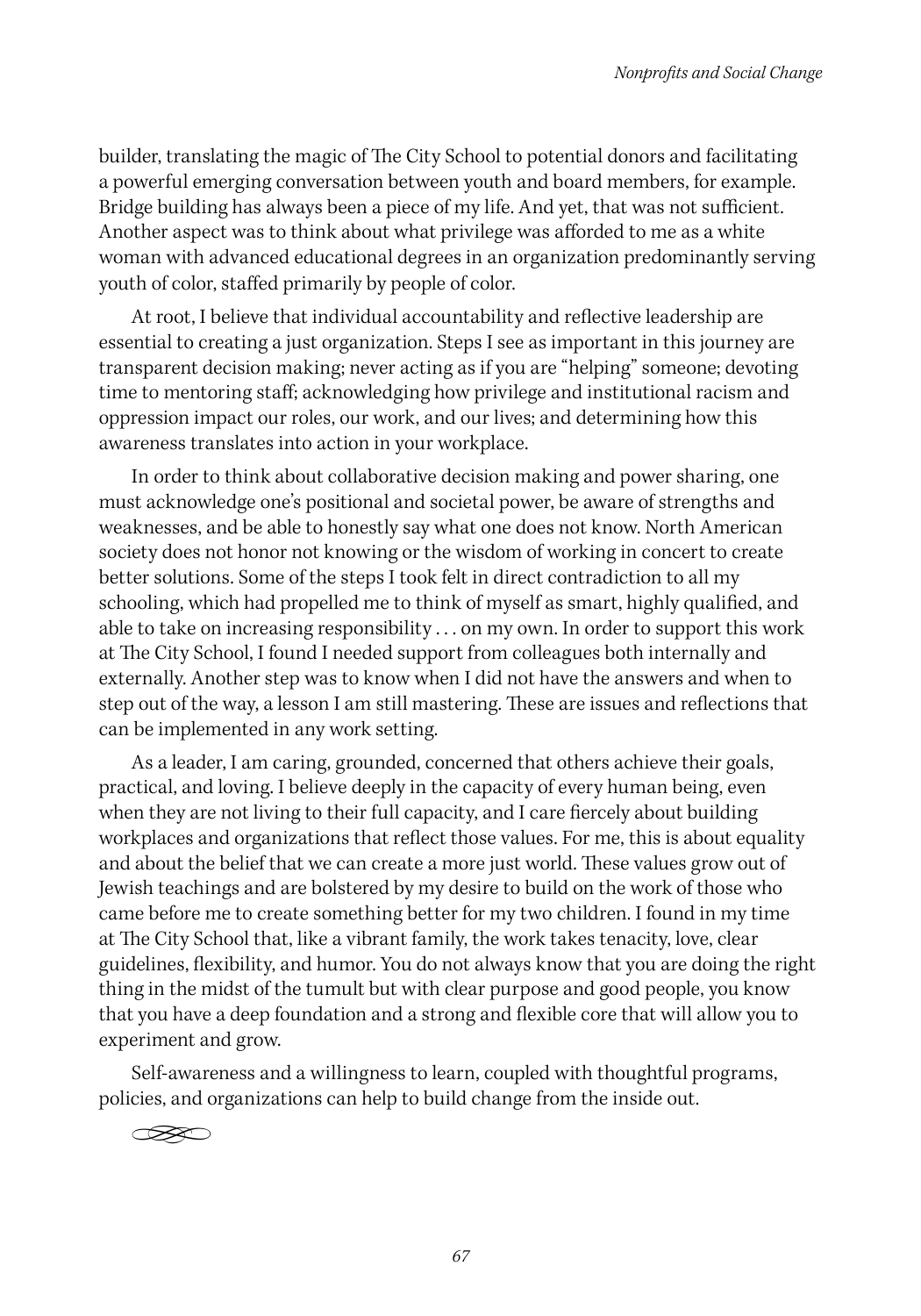builder, translating the magic of The City School to potential donors and facilitating a powerful emerging conversation between youth and board members, for example. Bridge building has always been a piece of my life. And yet, that was not sufficient. Another aspect was to think about what privilege was afforded to me as a white woman with advanced educational degrees in an organization predominantly serving youth of color, staffed primarily by people of color.

At root, I believe that individual accountability and reflective leadership are essential to creating a just organization. Steps I see as important in this journey are transparent decision making; never acting as if you are "helping" someone; devoting time to mentoring staff; acknowledging how privilege and institutional racism and oppression impact our roles, our work, and our lives; and determining how this awareness translates into action in your workplace.

In order to think about collaborative decision making and power sharing, one must acknowledge one's positional and societal power, be aware of strengths and weaknesses, and be able to honestly say what one does not know. North American society does not honor not knowing or the wisdom of working in concert to create better solutions. Some of the steps I took felt in direct contradiction to all my schooling, which had propelled me to think of myself as smart, highly qualified, and able to take on increasing responsibility . . . on my own. In order to support this work at The City School, I found I needed support from colleagues both internally and externally. Another step was to know when I did not have the answers and when to step out of the way, a lesson I am still mastering. These are issues and reflections that can be implemented in any work setting.

As a leader, I am caring, grounded, concerned that others achieve their goals, practical, and loving. I believe deeply in the capacity of every human being, even when they are not living to their full capacity, and I care fiercely about building workplaces and organizations that reflect those values. For me, this is about equality and about the belief that we can create a more just world. These values grow out of Jewish teachings and are bolstered by my desire to build on the work of those who came before me to create something better for my two children. I found in my time at The City School that, like a vibrant family, the work takes tenacity, love, clear guidelines, flexibility, and humor. You do not always know that you are doing the right thing in the midst of the tumult but with clear purpose and good people, you know that you have a deep foundation and a strong and flexible core that will allow you to experiment and grow.

Self-awareness and a willingness to learn, coupled with thoughtful programs, policies, and organizations can help to build change from the inside out.